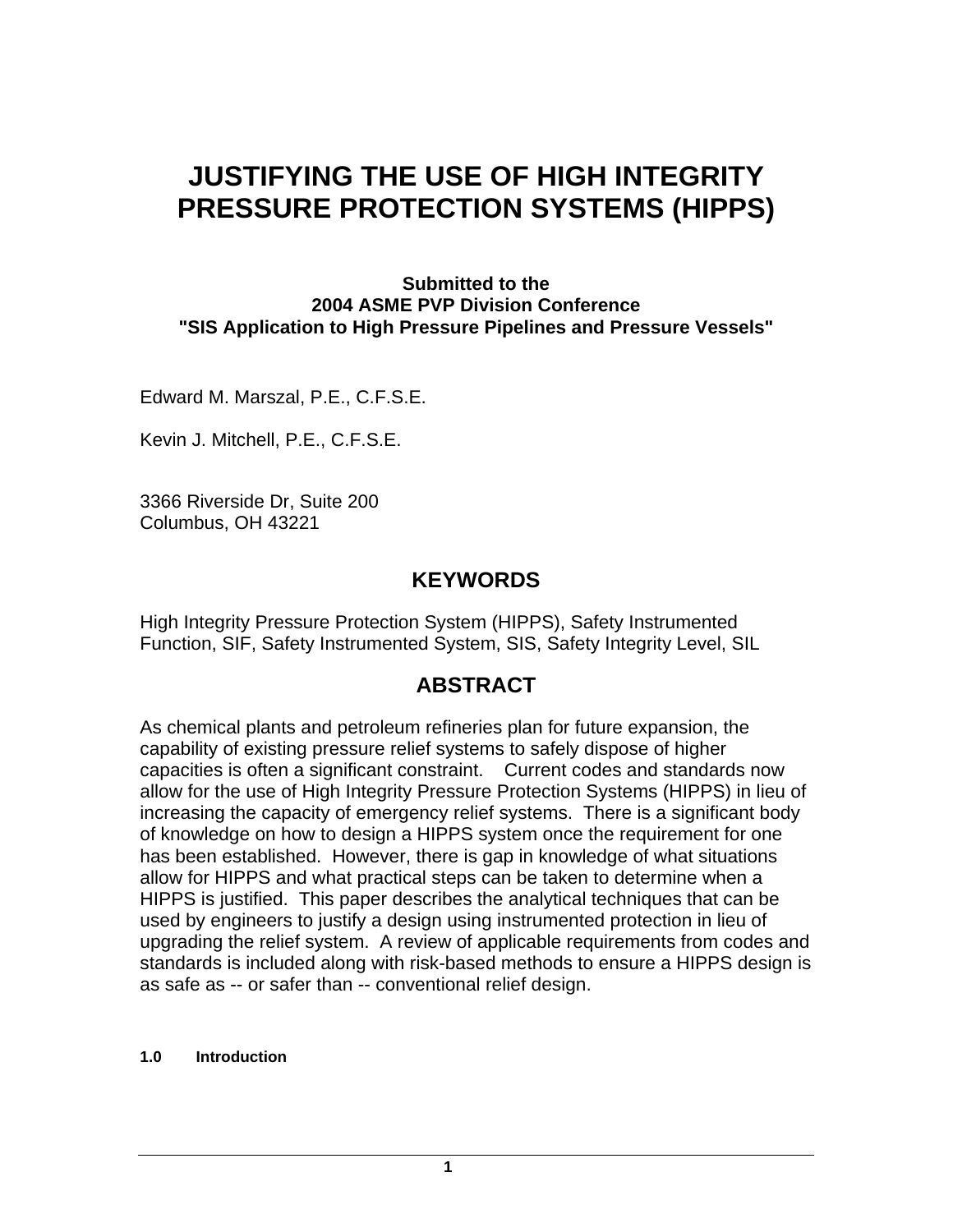# JUSTIFYING THE USE OF HIGH INTEGRITY PRESSURE PROTECTION SYSTEMS (HIPPS)

**Submitted to the**
**2004 ASME PVP Division Conference**
**"SIS Application to High Pressure Pipelines and Pressure Vessels"**

Edward M. Marszal, P.E., C.F.S.E.

Kevin J. Mitchell, P.E., C.F.S.E.

3366 Riverside Dr, Suite 200
Columbus, OH 43221

## KEYWORDS

High Integrity Pressure Protection System (HIPPS), Safety Instrumented Function, SIF, Safety Instrumented System, SIS, Safety Integrity Level, SIL

## ABSTRACT

As chemical plants and petroleum refineries plan for future expansion, the capability of existing pressure relief systems to safely dispose of higher capacities is often a significant constraint. Current codes and standards now allow for the use of High Integrity Pressure Protection Systems (HIPPS) in lieu of increasing the capacity of emergency relief systems. There is a significant body of knowledge on how to design a HIPPS system once the requirement for one has been established. However, there is gap in knowledge of what situations allow for HIPPS and what practical steps can be taken to determine when a HIPPS is justified. This paper describes the analytical techniques that can be used by engineers to justify a design using instrumented protection in lieu of upgrading the relief system. A review of applicable requirements from codes and standards is included along with risk-based methods to ensure a HIPPS design is as safe as -- or safer than -- conventional relief design.

#### 1.0 Introduction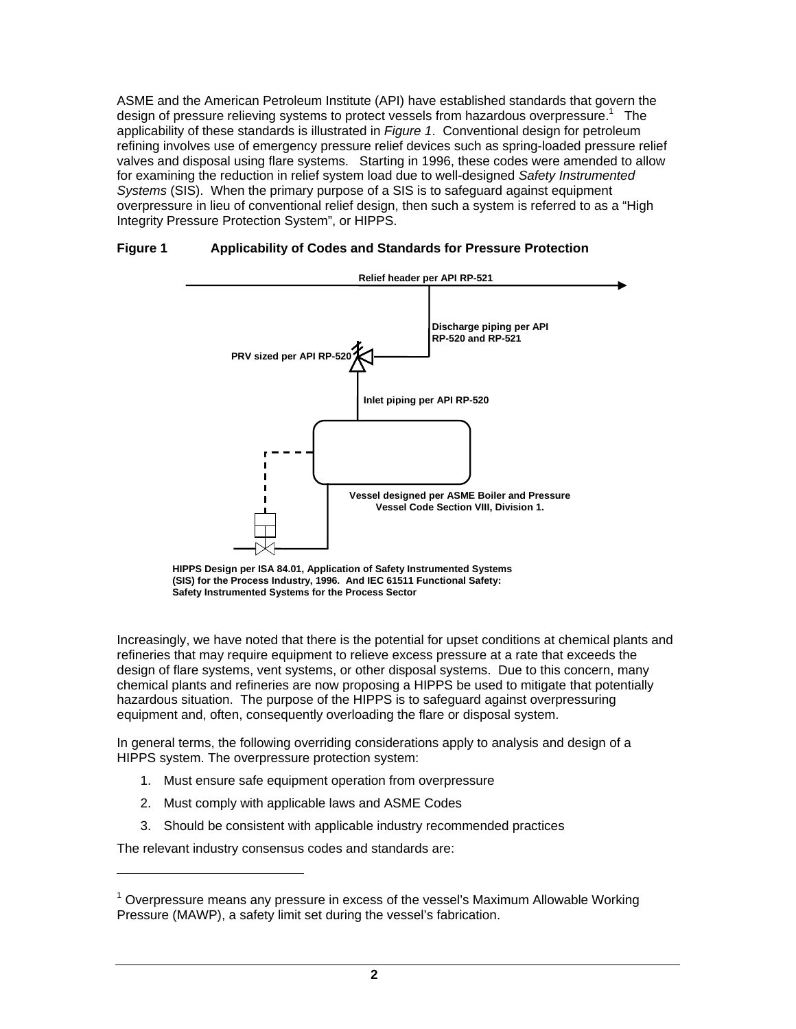ASME and the American Petroleum Institute (API) have established standards that govern the design of pressure relieving systems to protect vessels from hazardous overpressure.[1] The applicability of these standards is illustrated in *Figure 1*. Conventional design for petroleum refining involves use of emergency pressure relief devices such as spring-loaded pressure relief valves and disposal using flare systems. Starting in 1996, these codes were amended to allow for examining the reduction in relief system load due to well-designed *Safety Instrumented Systems* (SIS). When the primary purpose of a SIS is to safeguard against equipment overpressure in lieu of conventional relief design, then such a system is referred to as a "High Integrity Pressure Protection System", or HIPPS.

**Figure 1 Applicability of Codes and Standards for Pressure Protection**

Relief header per API RP-521

Discharge piping per API RP-520 and RP-521

PRV sized per API RP-520

Inlet piping per API RP-520

Vessel designed per ASME Boiler and Pressure Vessel Code Section VIII, Division 1.

HIPPS Design per ISA 84.01, Application of Safety Instrumented Systems (SIS) for the Process Industry, 1996. And IEC 61511 Functional Safety: Safety Instrumented Systems for the Process Sector

Increasingly, we have noted that there is the potential for upset conditions at chemical plants and refineries that may require equipment to relieve excess pressure at a rate that exceeds the design of flare systems, vent systems, or other disposal systems. Due to this concern, many chemical plants and refineries are now proposing a HIPPS be used to mitigate that potentially hazardous situation. The purpose of the HIPPS is to safeguard against overpressuring equipment and, often, consequently overloading the flare or disposal system.

In general terms, the following overriding considerations apply to analysis and design of a HIPPS system. The overpressure protection system:

1. Must ensure safe equipment operation from overpressure
2. Must comply with applicable laws and ASME Codes
3. Should be consistent with applicable industry recommended practices

The relevant industry consensus codes and standards are:

[1] Overpressure means any pressure in excess of the vessel's Maximum Allowable Working Pressure (MAWP), a safety limit set during the vessel's fabrication.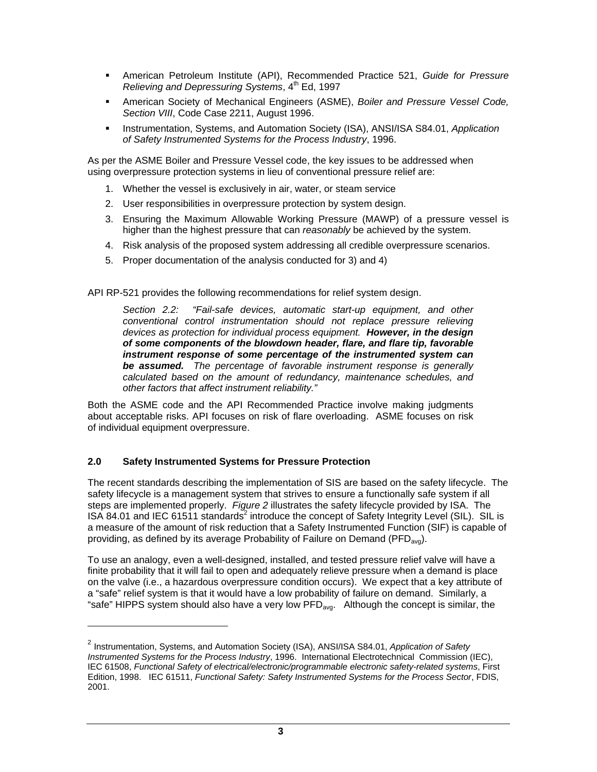- American Petroleum Institute (API), Recommended Practice 521, *Guide for Pressure Relieving and Depressuring Systems*, 4th Ed, 1997
- American Society of Mechanical Engineers (ASME), *Boiler and Pressure Vessel Code, Section VIII*, Code Case 2211, August 1996.
- Instrumentation, Systems, and Automation Society (ISA), ANSI/ISA S84.01, *Application of Safety Instrumented Systems for the Process Industry*, 1996.

As per the ASME Boiler and Pressure Vessel code, the key issues to be addressed when using overpressure protection systems in lieu of conventional pressure relief are:

1. Whether the vessel is exclusively in air, water, or steam service
2. User responsibilities in overpressure protection by system design.
3. Ensuring the Maximum Allowable Working Pressure (MAWP) of a pressure vessel is higher than the highest pressure that can *reasonably* be achieved by the system.
4. Risk analysis of the proposed system addressing all credible overpressure scenarios.
5. Proper documentation of the analysis conducted for 3) and 4)

API RP-521 provides the following recommendations for relief system design.

> *Section 2.2: "Fail-safe devices, automatic start-up equipment, and other conventional control instrumentation should not replace pressure relieving devices as protection for individual process equipment.* ***However, in the design of some components of the blowdown header, flare, and flare tip, favorable instrument response of some percentage of the instrumented system can be assumed.*** *The percentage of favorable instrument response is generally calculated based on the amount of redundancy, maintenance schedules, and other factors that affect instrument reliability."*

Both the ASME code and the API Recommended Practice involve making judgments about acceptable risks. API focuses on risk of flare overloading. ASME focuses on risk of individual equipment overpressure.

## 2.0 Safety Instrumented Systems for Pressure Protection

The recent standards describing the implementation of SIS are based on the safety lifecycle. The safety lifecycle is a management system that strives to ensure a functionally safe system if all steps are implemented properly. *Figure 2* illustrates the safety lifecycle provided by ISA. The ISA 84.01 and IEC 61511 standards[2] introduce the concept of Safety Integrity Level (SIL). SIL is a measure of the amount of risk reduction that a Safety Instrumented Function (SIF) is capable of providing, as defined by its average Probability of Failure on Demand ($PFD_{avg}$).

To use an analogy, even a well-designed, installed, and tested pressure relief valve will have a finite probability that it will fail to open and adequately relieve pressure when a demand is place on the valve (i.e., a hazardous overpressure condition occurs). We expect that a key attribute of a "safe" relief system is that it would have a low probability of failure on demand. Similarly, a "safe" HIPPS system should also have a very low $PFD_{avg}$. Although the concept is similar, the

---

[2] Instrumentation, Systems, and Automation Society (ISA), ANSI/ISA S84.01, *Application of Safety Instrumented Systems for the Process Industry*, 1996. International Electrotechnical Commission (IEC), IEC 61508, *Functional Safety of electrical/electronic/programmable electronic safety-related systems*, First Edition, 1998. IEC 61511, *Functional Safety: Safety Instrumented Systems for the Process Sector*, FDIS, 2001.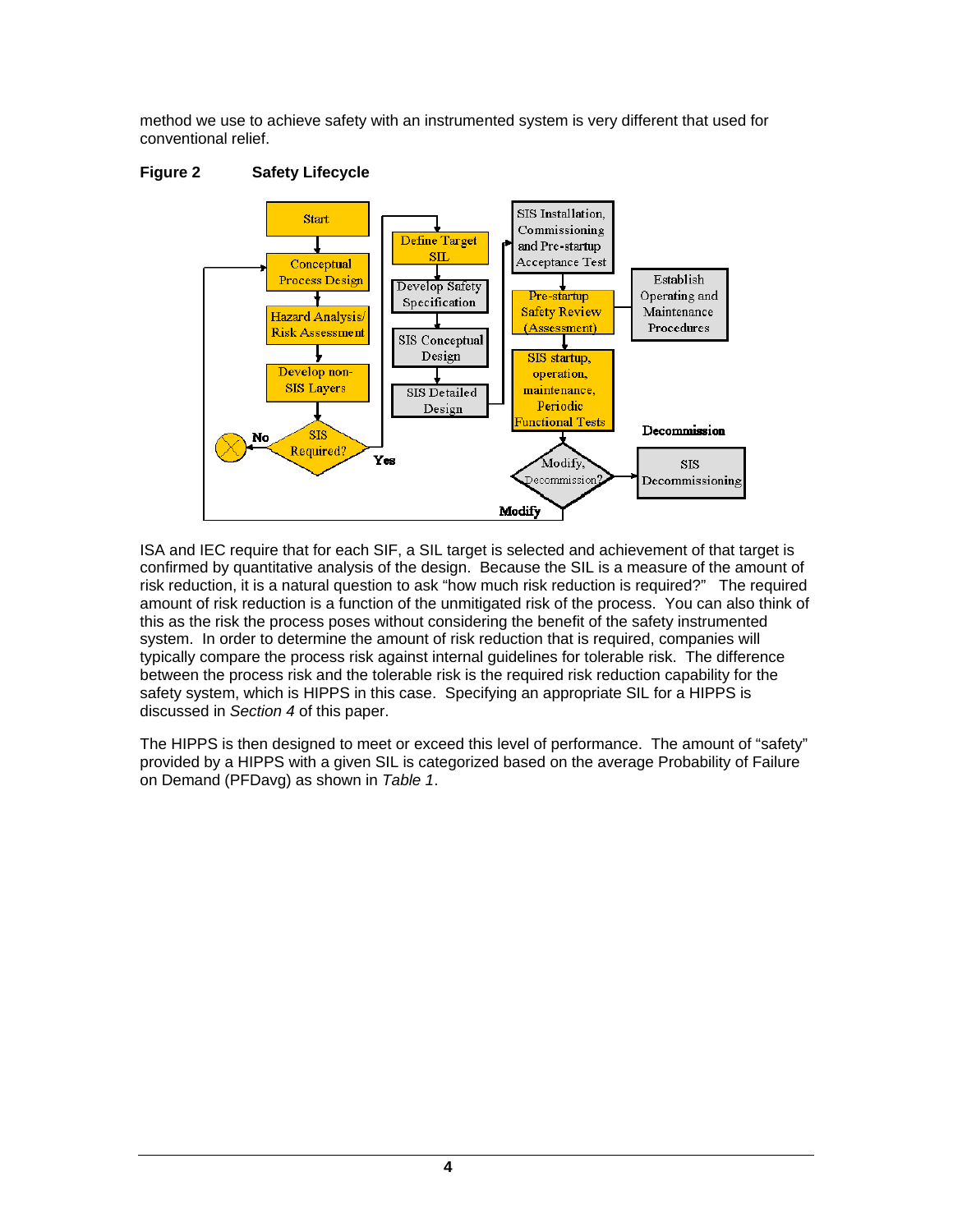method we use to achieve safety with an instrumented system is very different that used for conventional relief.

**Figure 2 Safety Lifecycle**

ISA and IEC require that for each SIF, a SIL target is selected and achievement of that target is confirmed by quantitative analysis of the design. Because the SIL is a measure of the amount of risk reduction, it is a natural question to ask "how much risk reduction is required?" The required amount of risk reduction is a function of the unmitigated risk of the process. You can also think of this as the risk the process poses without considering the benefit of the safety instrumented system. In order to determine the amount of risk reduction that is required, companies will typically compare the process risk against internal guidelines for tolerable risk. The difference between the process risk and the tolerable risk is the required risk reduction capability for the safety system, which is HIPPS in this case. Specifying an appropriate SIL for a HIPPS is discussed in *Section 4* of this paper.

The HIPPS is then designed to meet or exceed this level of performance. The amount of "safety" provided by a HIPPS with a given SIL is categorized based on the average Probability of Failure on Demand (PFDavg) as shown in *Table 1*.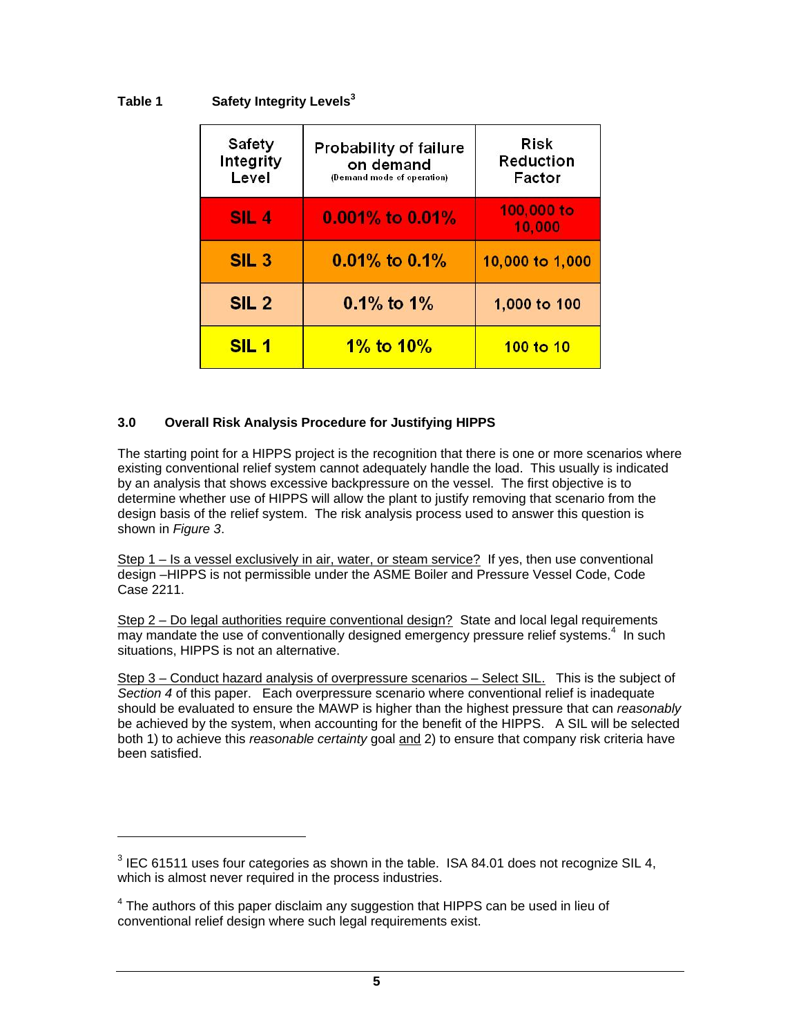**Table 1 Safety Integrity Levels**[3]

| Safety Integrity Level | Probability of failure on demand (Demand mode of operation) | Risk Reduction Factor |
|---|---|---|
| SIL 4 | 0.001% to 0.01% | 100,000 to 10,000 |
| SIL 3 | 0.01% to 0.1% | 10,000 to 1,000 |
| SIL 2 | 0.1% to 1% | 1,000 to 100 |
| SIL 1 | 1% to 10% | 100 to 10 |

### 3.0 Overall Risk Analysis Procedure for Justifying HIPPS

The starting point for a HIPPS project is the recognition that there is one or more scenarios where existing conventional relief system cannot adequately handle the load. This usually is indicated by an analysis that shows excessive backpressure on the vessel. The first objective is to determine whether use of HIPPS will allow the plant to justify removing that scenario from the design basis of the relief system. The risk analysis process used to answer this question is shown in *Figure 3*.

Step 1 – Is a vessel exclusively in air, water, or steam service? If yes, then use conventional design –HIPPS is not permissible under the ASME Boiler and Pressure Vessel Code, Code Case 2211.

Step 2 – Do legal authorities require conventional design? State and local legal requirements may mandate the use of conventionally designed emergency pressure relief systems.[4] In such situations, HIPPS is not an alternative.

Step 3 – Conduct hazard analysis of overpressure scenarios – Select SIL. This is the subject of *Section 4* of this paper. Each overpressure scenario where conventional relief is inadequate should be evaluated to ensure the MAWP is higher than the highest pressure that can *reasonably* be achieved by the system, when accounting for the benefit of the HIPPS. A SIL will be selected both 1) to achieve this *reasonable certainty* goal and 2) to ensure that company risk criteria have been satisfied.

---

[3] IEC 61511 uses four categories as shown in the table. ISA 84.01 does not recognize SIL 4, which is almost never required in the process industries.

[4] The authors of this paper disclaim any suggestion that HIPPS can be used in lieu of conventional relief design where such legal requirements exist.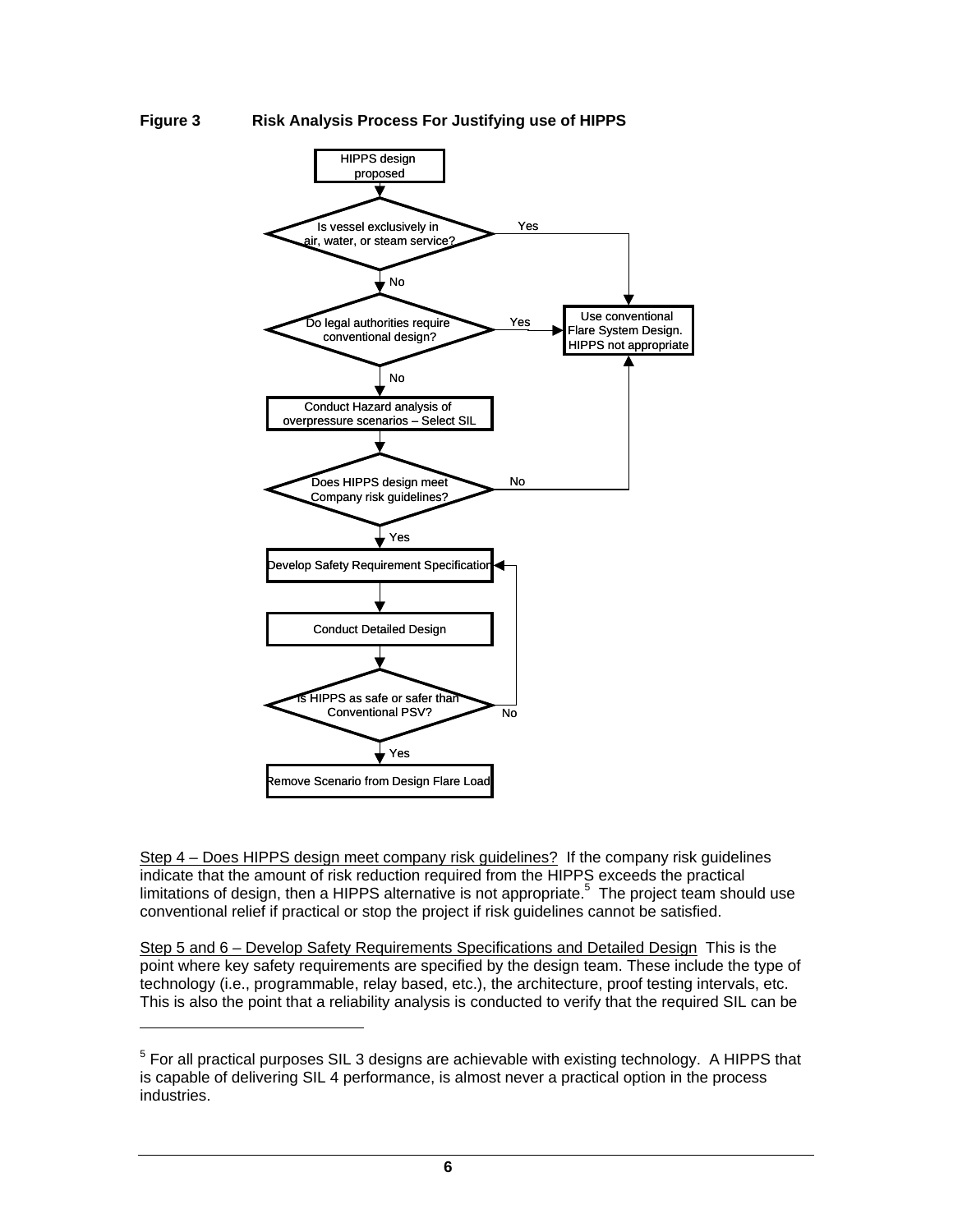**Figure 3 Risk Analysis Process For Justifying use of HIPPS**

HIPPS design proposed

Is vessel exclusively in air, water, or steam service?

Yes

Use conventional Flare System Design. HIPPS not appropriate

No

Do legal authorities require conventional design?

Yes

No

Conduct Hazard analysis of overpressure scenarios – Select SIL

Does HIPPS design meet Company risk guidelines?

No

Yes

Develop Safety Requirement Specification

Conduct Detailed Design

Is HIPPS as safe or safer than Conventional PSV?

No

Yes

Remove Scenario from Design Flare Load

Step 4 – Does HIPPS design meet company risk guidelines? If the company risk guidelines indicate that the amount of risk reduction required from the HIPPS exceeds the practical limitations of design, then a HIPPS alternative is not appropriate.[5] The project team should use conventional relief if practical or stop the project if risk guidelines cannot be satisfied.

Step 5 and 6 – Develop Safety Requirements Specifications and Detailed Design This is the point where key safety requirements are specified by the design team. These include the type of technology (i.e., programmable, relay based, etc.), the architecture, proof testing intervals, etc. This is also the point that a reliability analysis is conducted to verify that the required SIL can be

[5] For all practical purposes SIL 3 designs are achievable with existing technology. A HIPPS that is capable of delivering SIL 4 performance, is almost never a practical option in the process industries.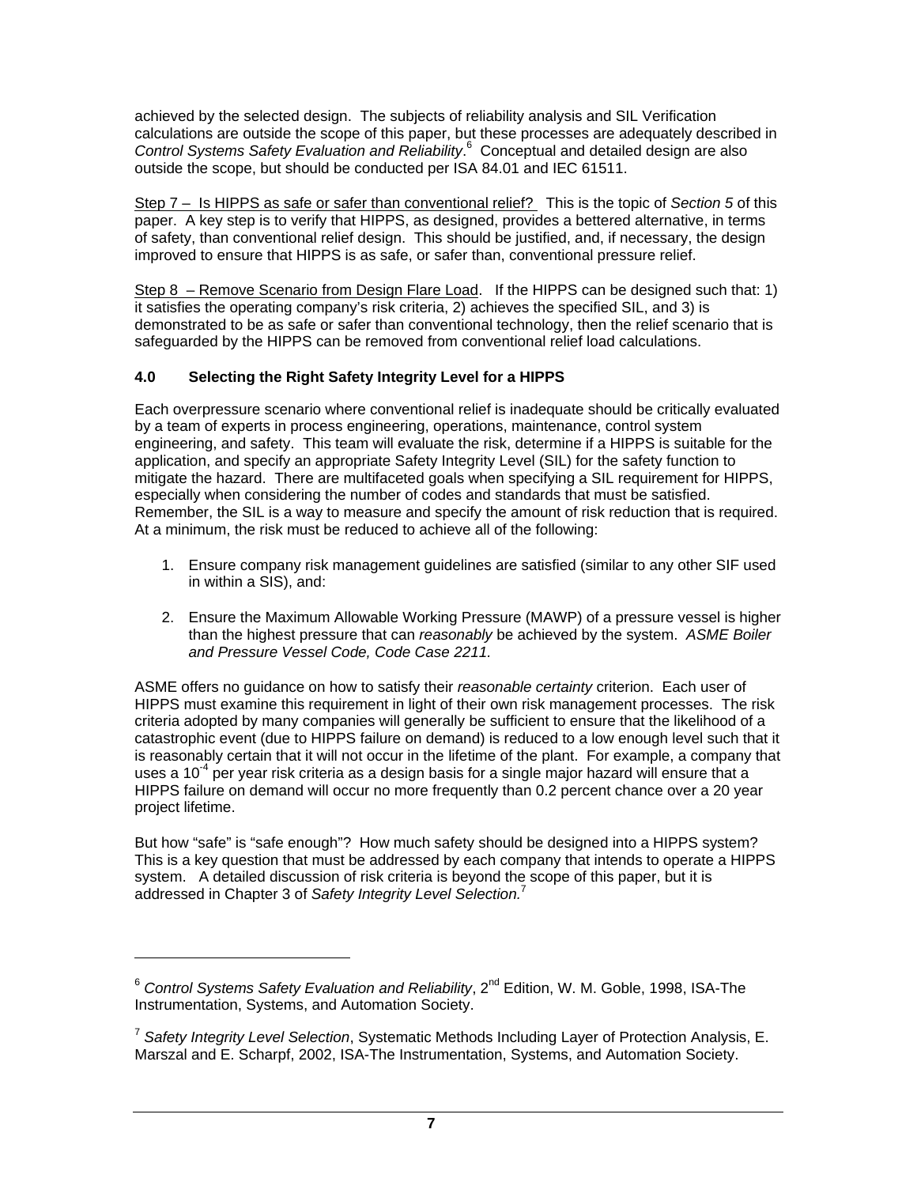achieved by the selected design. The subjects of reliability analysis and SIL Verification calculations are outside the scope of this paper, but these processes are adequately described in *Control Systems Safety Evaluation and Reliability*.[6] Conceptual and detailed design are also outside the scope, but should be conducted per ISA 84.01 and IEC 61511.

Step 7 – Is HIPPS as safe or safer than conventional relief? This is the topic of *Section 5* of this paper. A key step is to verify that HIPPS, as designed, provides a bettered alternative, in terms of safety, than conventional relief design. This should be justified, and, if necessary, the design improved to ensure that HIPPS is as safe, or safer than, conventional pressure relief.

Step 8 – Remove Scenario from Design Flare Load. If the HIPPS can be designed such that: 1) it satisfies the operating company's risk criteria, 2) achieves the specified SIL, and 3) is demonstrated to be as safe or safer than conventional technology, then the relief scenario that is safeguarded by the HIPPS can be removed from conventional relief load calculations.

## 4.0 Selecting the Right Safety Integrity Level for a HIPPS

Each overpressure scenario where conventional relief is inadequate should be critically evaluated by a team of experts in process engineering, operations, maintenance, control system engineering, and safety. This team will evaluate the risk, determine if a HIPPS is suitable for the application, and specify an appropriate Safety Integrity Level (SIL) for the safety function to mitigate the hazard. There are multifaceted goals when specifying a SIL requirement for HIPPS, especially when considering the number of codes and standards that must be satisfied. Remember, the SIL is a way to measure and specify the amount of risk reduction that is required. At a minimum, the risk must be reduced to achieve all of the following:

1. Ensure company risk management guidelines are satisfied (similar to any other SIF used in within a SIS), and:

2. Ensure the Maximum Allowable Working Pressure (MAWP) of a pressure vessel is higher than the highest pressure that can *reasonably* be achieved by the system. *ASME Boiler and Pressure Vessel Code, Code Case 2211.*

ASME offers no guidance on how to satisfy their *reasonable certainty* criterion. Each user of HIPPS must examine this requirement in light of their own risk management processes. The risk criteria adopted by many companies will generally be sufficient to ensure that the likelihood of a catastrophic event (due to HIPPS failure on demand) is reduced to a low enough level such that it is reasonably certain that it will not occur in the lifetime of the plant. For example, a company that uses a $10^{-4}$ per year risk criteria as a design basis for a single major hazard will ensure that a HIPPS failure on demand will occur no more frequently than 0.2 percent chance over a 20 year project lifetime.

But how "safe" is "safe enough"? How much safety should be designed into a HIPPS system? This is a key question that must be addressed by each company that intends to operate a HIPPS system. A detailed discussion of risk criteria is beyond the scope of this paper, but it is addressed in Chapter 3 of *Safety Integrity Level Selection.*[7]

---

[6] *Control Systems Safety Evaluation and Reliability*, 2nd Edition, W. M. Goble, 1998, ISA-The Instrumentation, Systems, and Automation Society.

[7] *Safety Integrity Level Selection*, Systematic Methods Including Layer of Protection Analysis, E. Marszal and E. Scharpf, 2002, ISA-The Instrumentation, Systems, and Automation Society.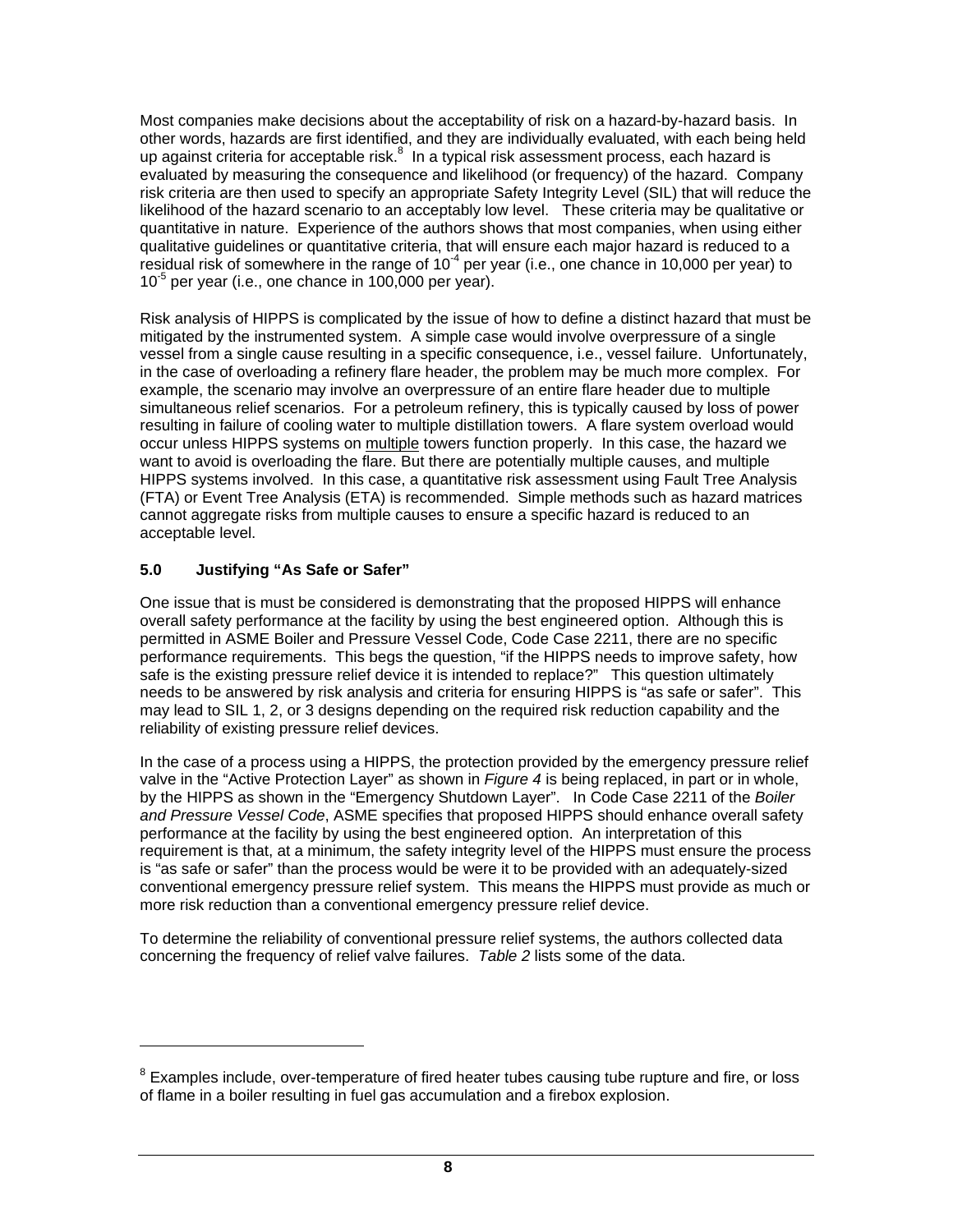Most companies make decisions about the acceptability of risk on a hazard-by-hazard basis. In other words, hazards are first identified, and they are individually evaluated, with each being held up against criteria for acceptable risk.[8] In a typical risk assessment process, each hazard is evaluated by measuring the consequence and likelihood (or frequency) of the hazard. Company risk criteria are then used to specify an appropriate Safety Integrity Level (SIL) that will reduce the likelihood of the hazard scenario to an acceptably low level. These criteria may be qualitative or quantitative in nature. Experience of the authors shows that most companies, when using either qualitative guidelines or quantitative criteria, that will ensure each major hazard is reduced to a residual risk of somewhere in the range of $10^{-4}$ per year (i.e., one chance in 10,000 per year) to $10^{-5}$ per year (i.e., one chance in 100,000 per year).

Risk analysis of HIPPS is complicated by the issue of how to define a distinct hazard that must be mitigated by the instrumented system. A simple case would involve overpressure of a single vessel from a single cause resulting in a specific consequence, i.e., vessel failure. Unfortunately, in the case of overloading a refinery flare header, the problem may be much more complex. For example, the scenario may involve an overpressure of an entire flare header due to multiple simultaneous relief scenarios. For a petroleum refinery, this is typically caused by loss of power resulting in failure of cooling water to multiple distillation towers. A flare system overload would occur unless HIPPS systems on multiple towers function properly. In this case, the hazard we want to avoid is overloading the flare. But there are potentially multiple causes, and multiple HIPPS systems involved. In this case, a quantitative risk assessment using Fault Tree Analysis (FTA) or Event Tree Analysis (ETA) is recommended. Simple methods such as hazard matrices cannot aggregate risks from multiple causes to ensure a specific hazard is reduced to an acceptable level.

## 5.0 Justifying "As Safe or Safer"

One issue that is must be considered is demonstrating that the proposed HIPPS will enhance overall safety performance at the facility by using the best engineered option. Although this is permitted in ASME Boiler and Pressure Vessel Code, Code Case 2211, there are no specific performance requirements. This begs the question, "if the HIPPS needs to improve safety, how safe is the existing pressure relief device it is intended to replace?" This question ultimately needs to be answered by risk analysis and criteria for ensuring HIPPS is "as safe or safer". This may lead to SIL 1, 2, or 3 designs depending on the required risk reduction capability and the reliability of existing pressure relief devices.

In the case of a process using a HIPPS, the protection provided by the emergency pressure relief valve in the "Active Protection Layer" as shown in *Figure 4* is being replaced, in part or in whole, by the HIPPS as shown in the "Emergency Shutdown Layer". In Code Case 2211 of the *Boiler and Pressure Vessel Code*, ASME specifies that proposed HIPPS should enhance overall safety performance at the facility by using the best engineered option. An interpretation of this requirement is that, at a minimum, the safety integrity level of the HIPPS must ensure the process is "as safe or safer" than the process would be were it to be provided with an adequately-sized conventional emergency pressure relief system. This means the HIPPS must provide as much or more risk reduction than a conventional emergency pressure relief device.

To determine the reliability of conventional pressure relief systems, the authors collected data concerning the frequency of relief valve failures. *Table 2* lists some of the data.

[8] Examples include, over-temperature of fired heater tubes causing tube rupture and fire, or loss of flame in a boiler resulting in fuel gas accumulation and a firebox explosion.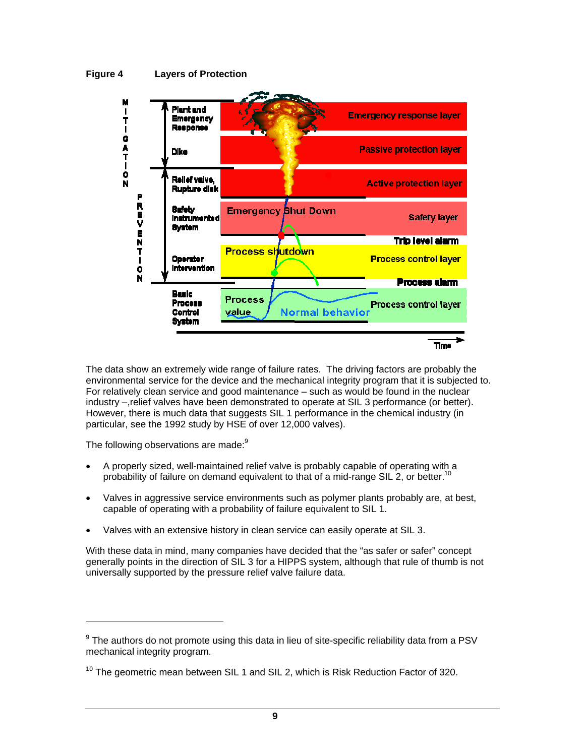**Figure 4 Layers of Protection**

The data show an extremely wide range of failure rates. The driving factors are probably the environmental service for the device and the mechanical integrity program that it is subjected to. For relatively clean service and good maintenance – such as would be found in the nuclear industry –,relief valves have been demonstrated to operate at SIL 3 performance (or better). However, there is much data that suggests SIL 1 performance in the chemical industry (in particular, see the 1992 study by HSE of over 12,000 valves).

The following observations are made:[9]

- A properly sized, well-maintained relief valve is probably capable of operating with a probability of failure on demand equivalent to that of a mid-range SIL 2, or better.[10]
- Valves in aggressive service environments such as polymer plants probably are, at best, capable of operating with a probability of failure equivalent to SIL 1.
- Valves with an extensive history in clean service can easily operate at SIL 3.

With these data in mind, many companies have decided that the “as safer or safer” concept generally points in the direction of SIL 3 for a HIPPS system, although that rule of thumb is not universally supported by the pressure relief valve failure data.

---

[9] The authors do not promote using this data in lieu of site-specific reliability data from a PSV mechanical integrity program.

[10] The geometric mean between SIL 1 and SIL 2, which is Risk Reduction Factor of 320.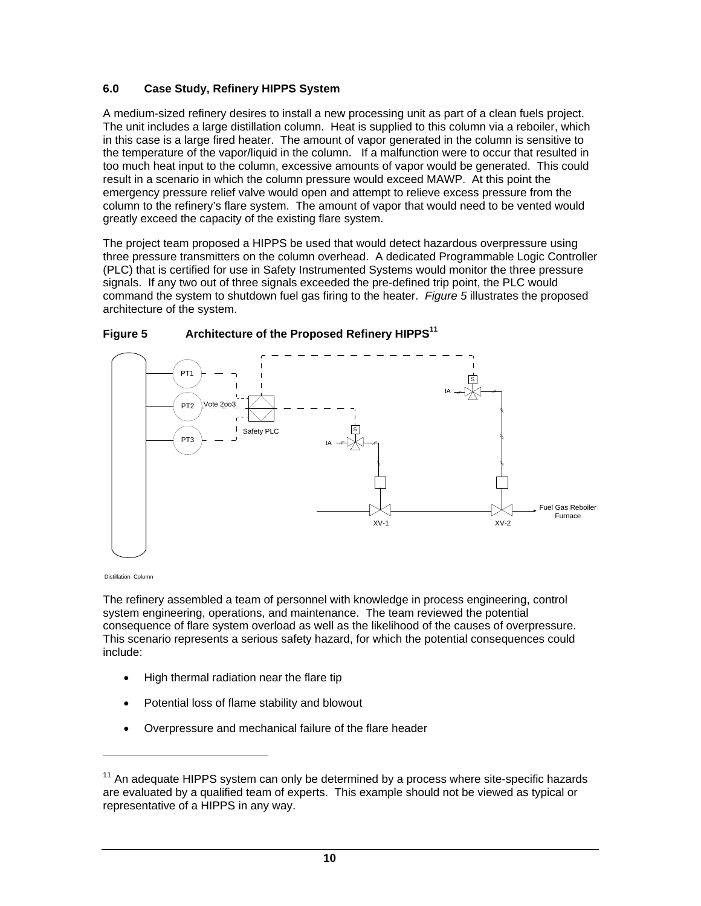## 6.0 Case Study, Refinery HIPPS System

A medium-sized refinery desires to install a new processing unit as part of a clean fuels project. The unit includes a large distillation column. Heat is supplied to this column via a reboiler, which in this case is a large fired heater. The amount of vapor generated in the column is sensitive to the temperature of the vapor/liquid in the column. If a malfunction were to occur that resulted in too much heat input to the column, excessive amounts of vapor would be generated. This could result in a scenario in which the column pressure would exceed MAWP. At this point the emergency pressure relief valve would open and attempt to relieve excess pressure from the column to the refinery's flare system. The amount of vapor that would need to be vented would greatly exceed the capacity of the existing flare system.

The project team proposed a HIPPS be used that would detect hazardous overpressure using three pressure transmitters on the column overhead. A dedicated Programmable Logic Controller (PLC) that is certified for use in Safety Instrumented Systems would monitor the three pressure signals. If any two out of three signals exceeded the pre-defined trip point, the PLC would command the system to shutdown fuel gas firing to the heater. *Figure 5* illustrates the proposed architecture of the system.

**Figure 5 Architecture of the Proposed Refinery HIPPS**[11]

PT1, PT2, PT3, Vote 2oo3, Safety PLC, S, IA, XV-1, XV-2, Fuel Gas Reboiler Furnace, Distillation Column

The refinery assembled a team of personnel with knowledge in process engineering, control system engineering, operations, and maintenance. The team reviewed the potential consequence of flare system overload as well as the likelihood of the causes of overpressure. This scenario represents a serious safety hazard, for which the potential consequences could include:

- High thermal radiation near the flare tip
- Potential loss of flame stability and blowout
- Overpressure and mechanical failure of the flare header

---

[11] An adequate HIPPS system can only be determined by a process where site-specific hazards are evaluated by a qualified team of experts. This example should not be viewed as typical or representative of a HIPPS in any way.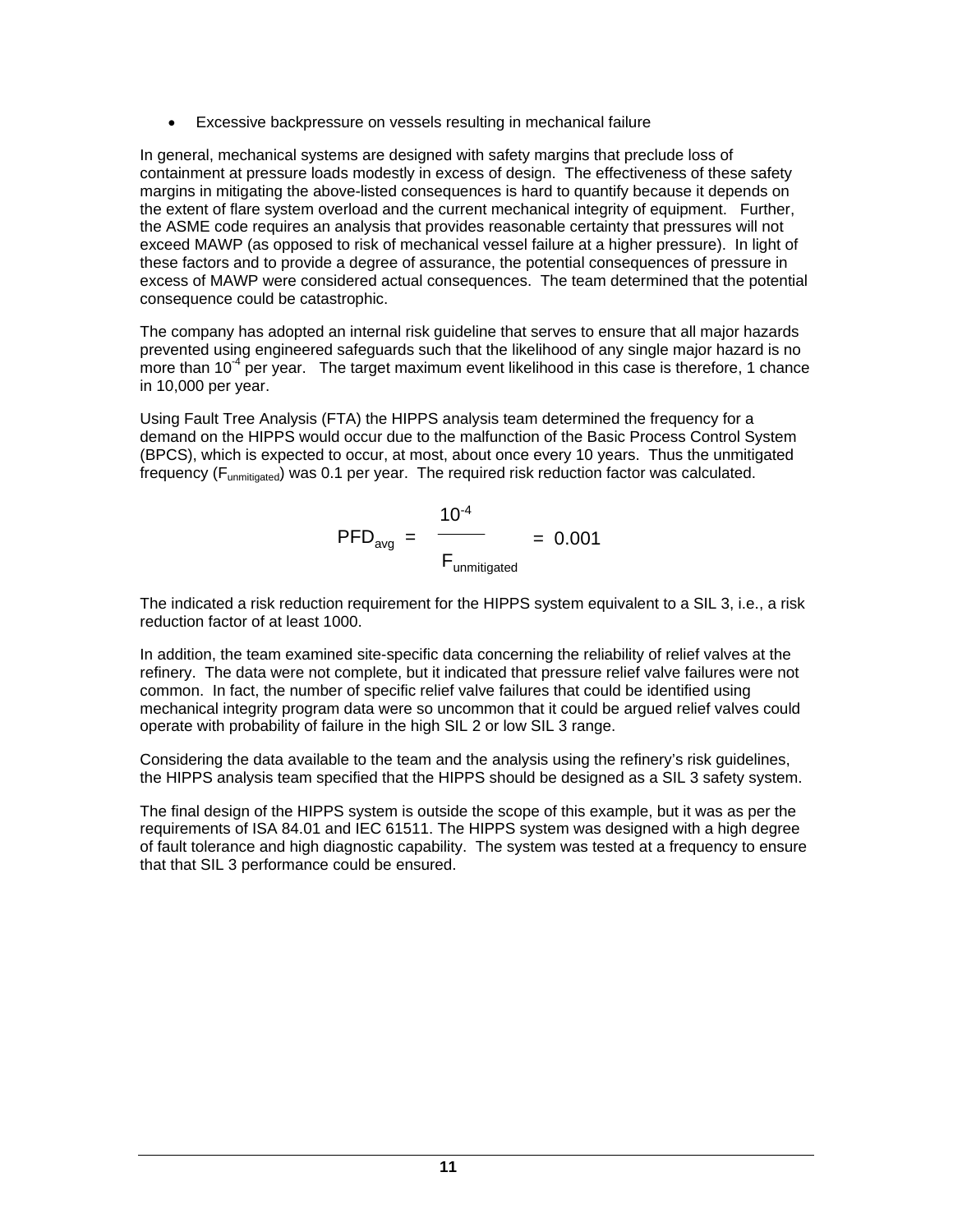- Excessive backpressure on vessels resulting in mechanical failure

In general, mechanical systems are designed with safety margins that preclude loss of containment at pressure loads modestly in excess of design. The effectiveness of these safety margins in mitigating the above-listed consequences is hard to quantify because it depends on the extent of flare system overload and the current mechanical integrity of equipment. Further, the ASME code requires an analysis that provides reasonable certainty that pressures will not exceed MAWP (as opposed to risk of mechanical vessel failure at a higher pressure). In light of these factors and to provide a degree of assurance, the potential consequences of pressure in excess of MAWP were considered actual consequences. The team determined that the potential consequence could be catastrophic.

The company has adopted an internal risk guideline that serves to ensure that all major hazards prevented using engineered safeguards such that the likelihood of any single major hazard is no more than $10^{-4}$ per year. The target maximum event likelihood in this case is therefore, 1 chance in 10,000 per year.

Using Fault Tree Analysis (FTA) the HIPPS analysis team determined the frequency for a demand on the HIPPS would occur due to the malfunction of the Basic Process Control System (BPCS), which is expected to occur, at most, about once every 10 years. Thus the unmitigated frequency ($F_{unmitigated}$) was 0.1 per year. The required risk reduction factor was calculated.

$$PFD_{avg} = \frac{10^{-4}}{F_{unmitigated}} = 0.001$$

The indicated a risk reduction requirement for the HIPPS system equivalent to a SIL 3, i.e., a risk reduction factor of at least 1000.

In addition, the team examined site-specific data concerning the reliability of relief valves at the refinery. The data were not complete, but it indicated that pressure relief valve failures were not common. In fact, the number of specific relief valve failures that could be identified using mechanical integrity program data were so uncommon that it could be argued relief valves could operate with probability of failure in the high SIL 2 or low SIL 3 range.

Considering the data available to the team and the analysis using the refinery's risk guidelines, the HIPPS analysis team specified that the HIPPS should be designed as a SIL 3 safety system.

The final design of the HIPPS system is outside the scope of this example, but it was as per the requirements of ISA 84.01 and IEC 61511. The HIPPS system was designed with a high degree of fault tolerance and high diagnostic capability. The system was tested at a frequency to ensure that that SIL 3 performance could be ensured.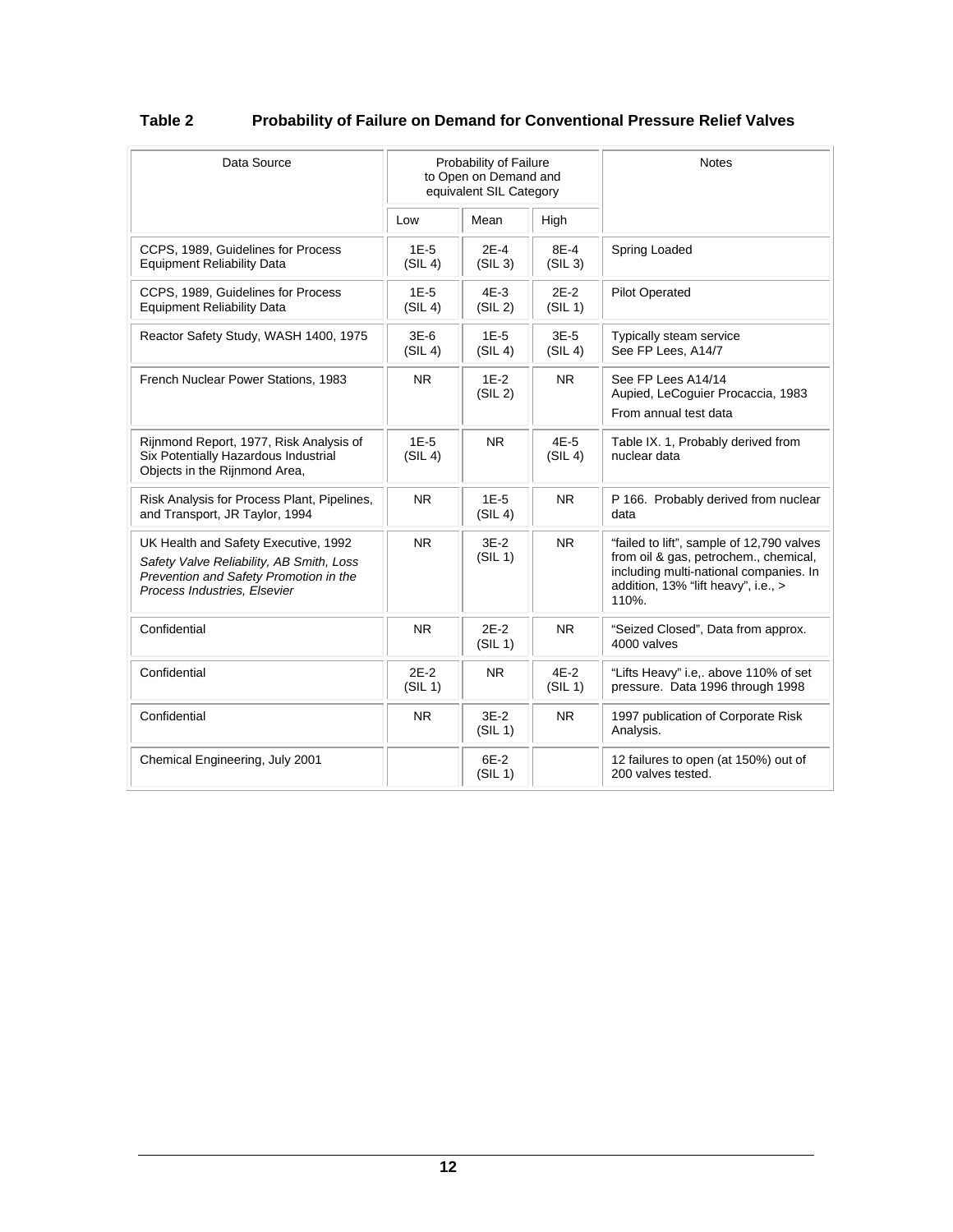**Table 2 Probability of Failure on Demand for Conventional Pressure Relief Valves**

| Data Source | Probability of Failure to Open on Demand and equivalent SIL Category | | | Notes |
|---|---|---|---|---|
| | Low | Mean | High | |
| CCPS, 1989, Guidelines for Process Equipment Reliability Data | 1E-5 (SIL 4) | 2E-4 (SIL 3) | 8E-4 (SIL 3) | Spring Loaded |
| CCPS, 1989, Guidelines for Process Equipment Reliability Data | 1E-5 (SIL 4) | 4E-3 (SIL 2) | 2E-2 (SIL 1) | Pilot Operated |
| Reactor Safety Study, WASH 1400, 1975 | 3E-6 (SIL 4) | 1E-5 (SIL 4) | 3E-5 (SIL 4) | Typically steam service See FP Lees, A14/7 |
| French Nuclear Power Stations, 1983 | NR | 1E-2 (SIL 2) | NR | See FP Lees A14/14 Aupied, LeCoguier Procaccia, 1983 From annual test data |
| Rijnmond Report, 1977, Risk Analysis of Six Potentially Hazardous Industrial Objects in the Rijnmond Area, | 1E-5 (SIL 4) | NR | 4E-5 (SIL 4) | Table IX. 1, Probably derived from nuclear data |
| Risk Analysis for Process Plant, Pipelines, and Transport, JR Taylor, 1994 | NR | 1E-5 (SIL 4) | NR | P 166. Probably derived from nuclear data |
| UK Health and Safety Executive, 1992 *Safety Valve Reliability, AB Smith, Loss Prevention and Safety Promotion in the Process Industries, Elsevier* | NR | 3E-2 (SIL 1) | NR | "failed to lift", sample of 12,790 valves from oil & gas, petrochem., chemical, including multi-national companies. In addition, 13% "lift heavy", i.e., > 110%. |
| Confidential | NR | 2E-2 (SIL 1) | NR | "Seized Closed", Data from approx. 4000 valves |
| Confidential | 2E-2 (SIL 1) | NR | 4E-2 (SIL 1) | "Lifts Heavy" i.e,. above 110% of set pressure. Data 1996 through 1998 |
| Confidential | NR | 3E-2 (SIL 1) | NR | 1997 publication of Corporate Risk Analysis. |
| Chemical Engineering, July 2001 | | 6E-2 (SIL 1) | | 12 failures to open (at 150%) out of 200 valves tested. |